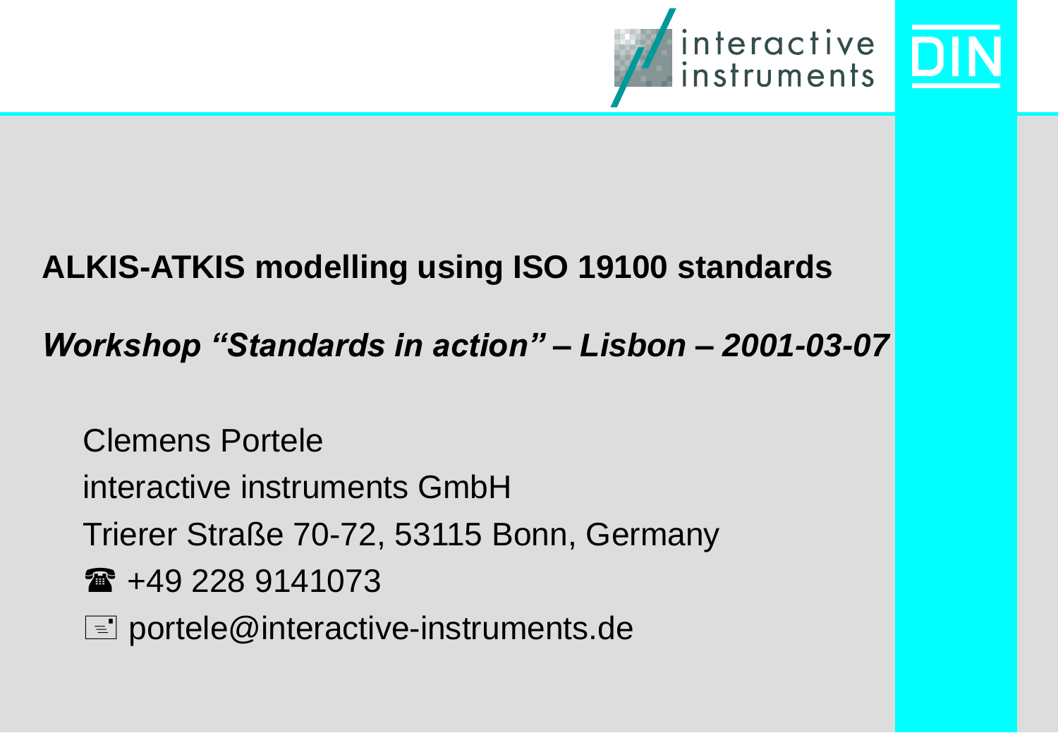# ALKIS-ATKIS modelling using ISO 19100 standards

*Workshop "Standards in action" – Lisbon – 2001-03-07*

Clemens Portele

interactive instruments GmbH

Trierer Straße 70-72, 53115 Bonn, Germany

☎ +49 228 9141073

portele@interactive-instruments.de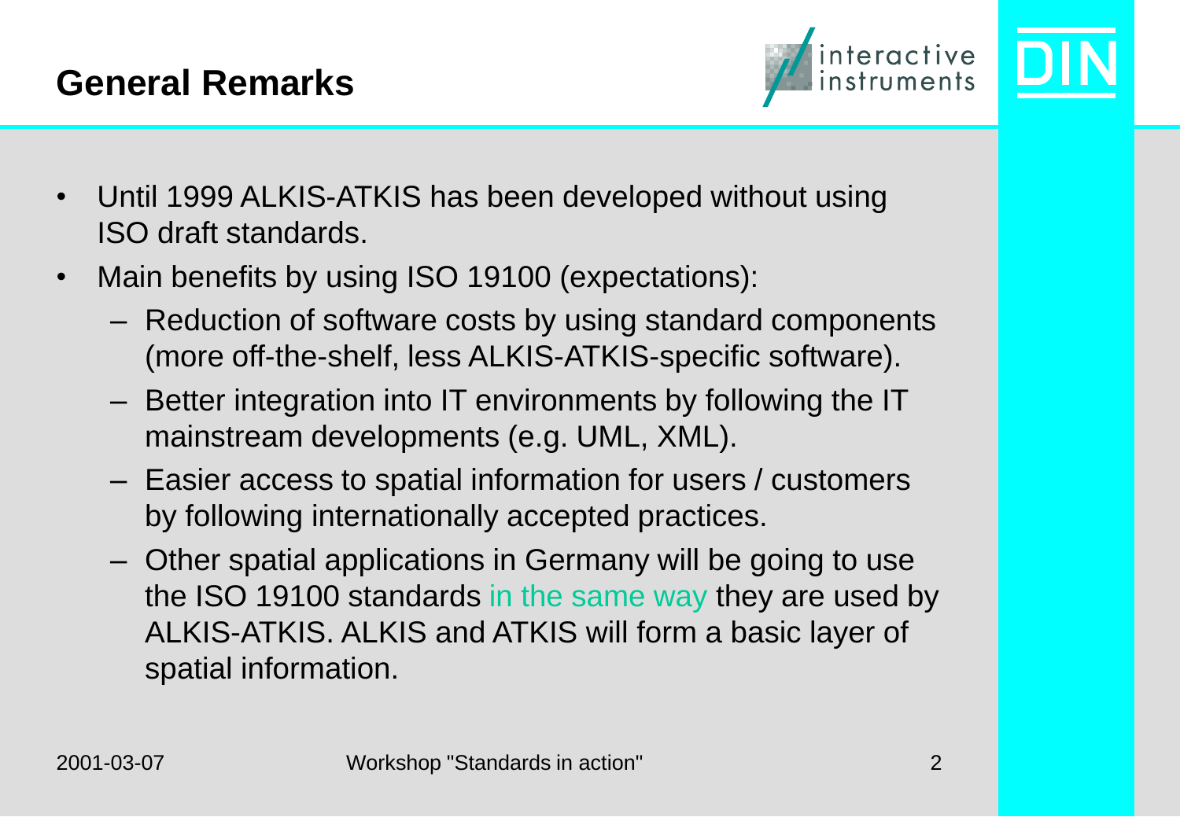## General Remarks

- Until 1999 ALKIS-ATKIS has been developed without using ISO draft standards.
- Main benefits by using ISO 19100 (expectations):
  - Reduction of software costs by using standard components (more off-the-shelf, less ALKIS-ATKIS-specific software).
  - Better integration into IT environments by following the IT mainstream developments (e.g. UML, XML).
  - Easier access to spatial information for users / customers by following internationally accepted practices.
  - Other spatial applications in Germany will be going to use the ISO 19100 standards in the same way they are used by ALKIS-ATKIS. ALKIS and ATKIS will form a basic layer of spatial information.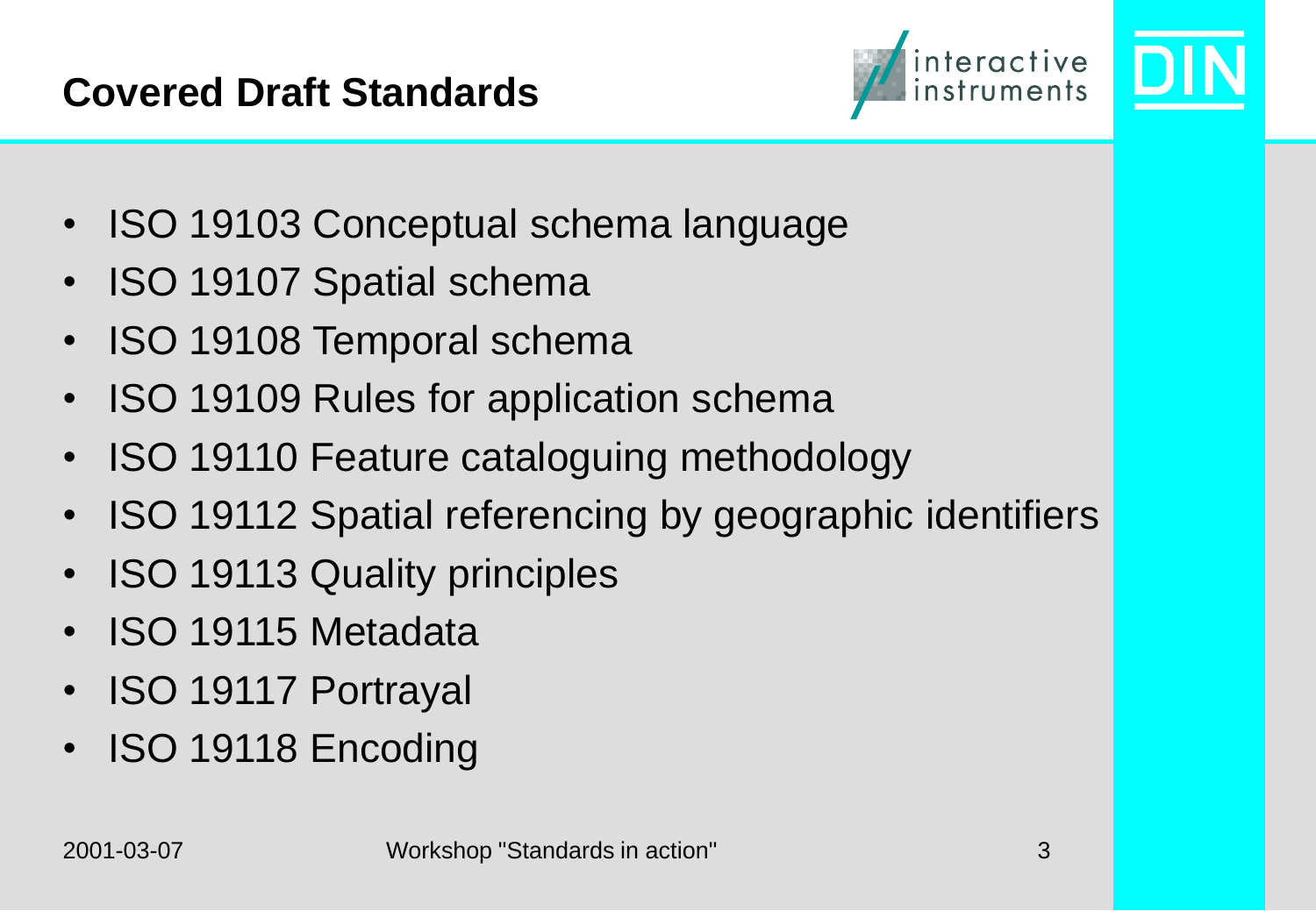# Covered Draft Standards

- ISO 19103 Conceptual schema language
- ISO 19107 Spatial schema
- ISO 19108 Temporal schema
- ISO 19109 Rules for application schema
- ISO 19110 Feature cataloguing methodology
- ISO 19112 Spatial referencing by geographic identifiers
- ISO 19113 Quality principles
- ISO 19115 Metadata
- ISO 19117 Portrayal
- ISO 19118 Encoding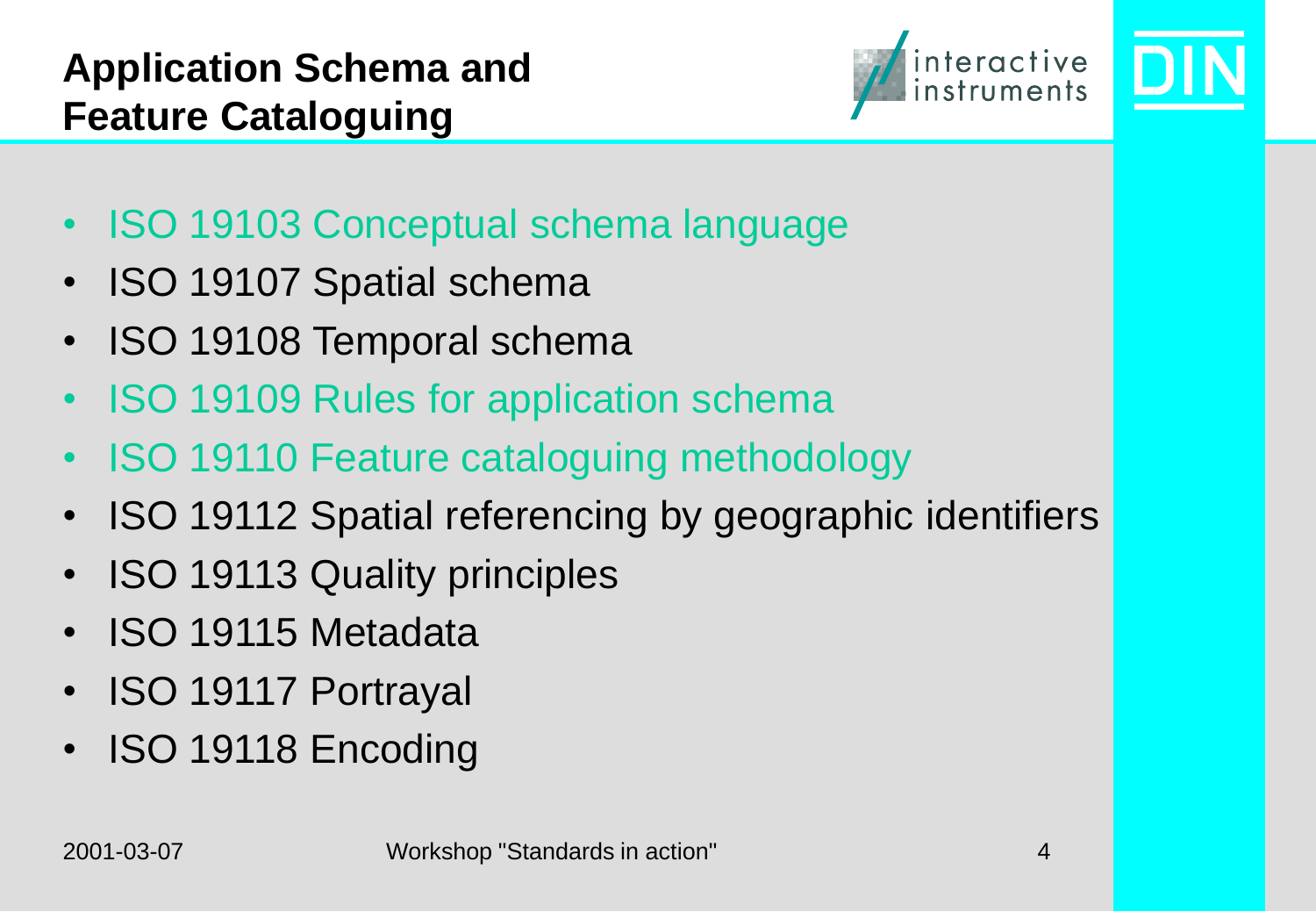# Application Schema and Feature Cataloguing

- ISO 19103 Conceptual schema language
- ISO 19107 Spatial schema
- ISO 19108 Temporal schema
- ISO 19109 Rules for application schema
- ISO 19110 Feature cataloguing methodology
- ISO 19112 Spatial referencing by geographic identifiers
- ISO 19113 Quality principles
- ISO 19115 Metadata
- ISO 19117 Portrayal
- ISO 19118 Encoding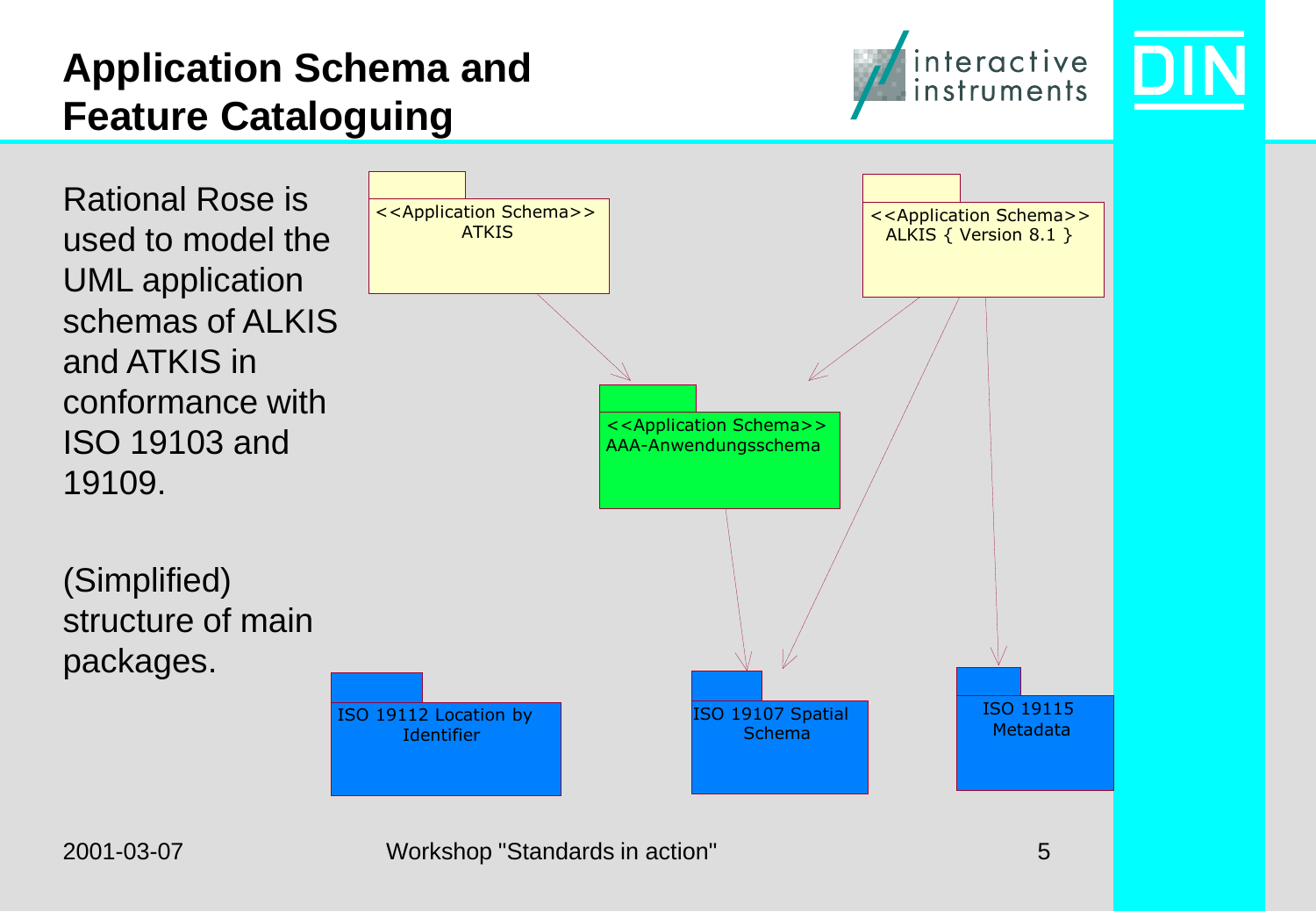# Application Schema and Feature Cataloguing

Rational Rose is used to model the UML application schemas of ALKIS and ATKIS in conformance with ISO 19103 and 19109.

(Simplified) structure of main packages.

<<Application Schema>>
ATKIS

<<Application Schema>>
ALKIS { Version 8.1 }

<<Application Schema>>
AAA-Anwendungsschema

ISO 19112 Location by Identifier

ISO 19107 Spatial Schema

ISO 19115 Metadata

2001-03-07 Workshop "Standards in action"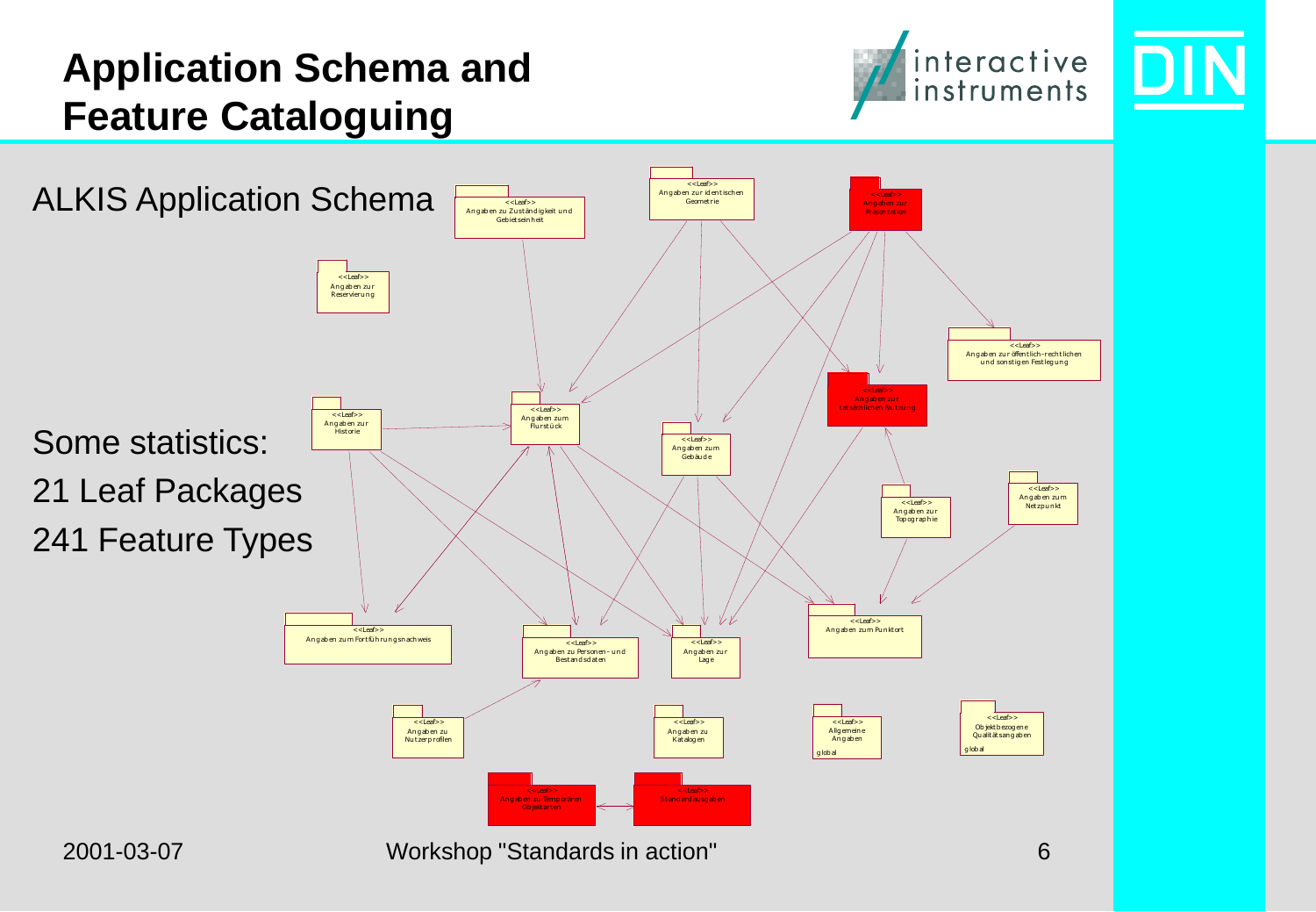# Application Schema and Feature Cataloguing

ALKIS Application Schema

<<Leaf>> Angaben zur identischen Geometrie

<<Leaf>> Angaben zu Zuständigkeit und Gebietseinheit

<<Leaf>> Angaben zur Präsentation

<<Leaf>> Angaben zur Reservierung

<<Leaf>> Angaben zur öffentlich-rechtlichen und sonstigen Festlegung

<<Leaf>> Angaben zur tatsächlichen Nutzung

<<Leaf>> Angaben zur Historie

<<Leaf>> Angaben zum Flurstück

<<Leaf>> Angaben zum Gebäude

<<Leaf>> Angaben zur Topographie

<<Leaf>> Angaben zum Netzpunkt

<<Leaf>> Angaben zum Fortführungsnachweis

<<Leaf>> Angaben zu Personen- und Bestandsdaten

<<Leaf>> Angaben zur Lage

<<Leaf>> Angaben zum Punktort

<<Leaf>> Angaben zu Nutzerprofilen

<<Leaf>> Angaben zu Katalogen

<<Leaf>> Allgemeine Angaben (global)

<<Leaf>> Objektbezogene Qualitätsangaben (global)

<<Leaf>> Angaben zu Temporären Objektarten

<<Leaf>> Standardausgaben

Some statistics:

21 Leaf Packages

241 Feature Types

2001-03-07 Workshop "Standards in action"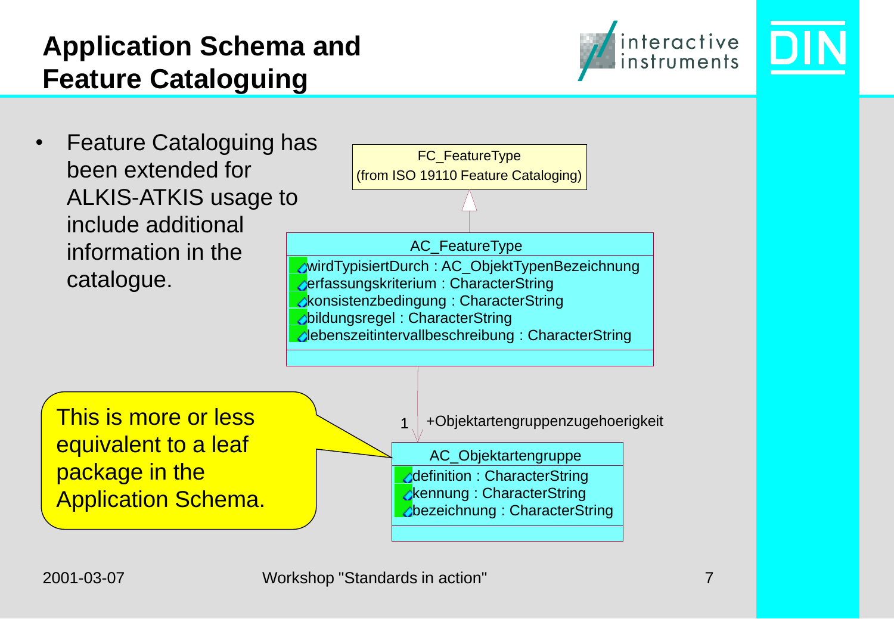# Application Schema and Feature Cataloguing

- Feature Cataloguing has been extended for ALKIS-ATKIS usage to include additional information in the catalogue.

FC_FeatureType
(from ISO 19110 Feature Cataloging)

AC_FeatureType
- wirdTypisiertDurch : AC_ObjektTypenBezeichnung
- erfassungskriterium : CharacterString
- konsistenzbedingung : CharacterString
- bildungsregel : CharacterString
- lebenszeitintervallbeschreibung : CharacterString

1 +Objektartengruppenzugehoerigkeit

AC_Objektartengruppe
- definition : CharacterString
- kennung : CharacterString
- bezeichnung : CharacterString

This is more or less equivalent to a leaf package in the Application Schema.

2001-03-07 Workshop "Standards in action"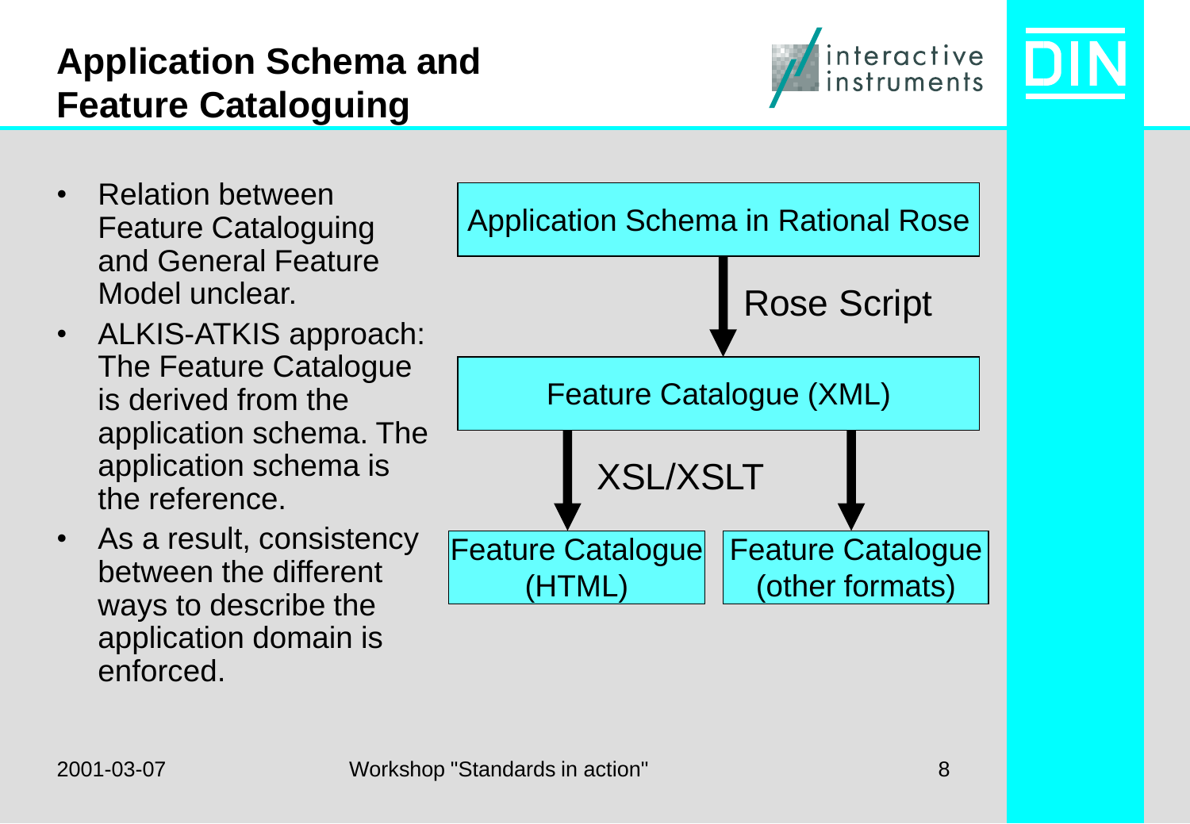# Application Schema and Feature Cataloguing

- Relation between Feature Cataloguing and General Feature Model unclear.
- ALKIS-ATKIS approach: The Feature Catalogue is derived from the application schema. The application schema is the reference.
- As a result, consistency between the different ways to describe the application domain is enforced.

Application Schema in Rational Rose

↓ Rose Script

Feature Catalogue (XML)

↓ XSL/XSLT ↓

Feature Catalogue (HTML) | Feature Catalogue (other formats)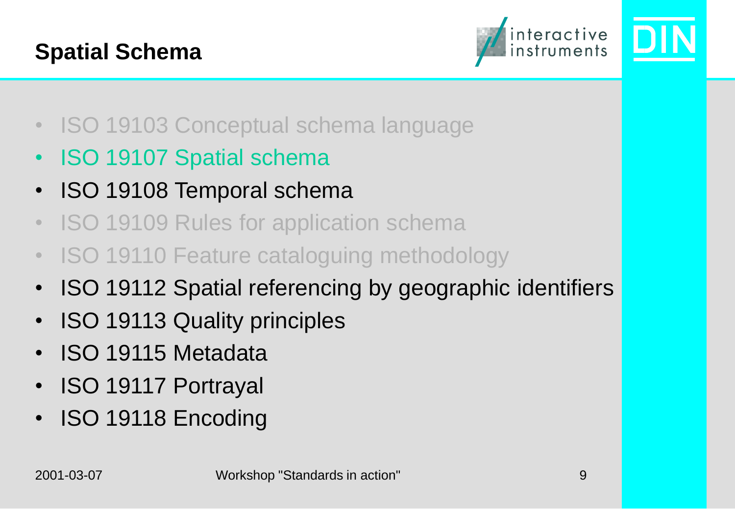# Spatial Schema

- ISO 19103 Conceptual schema language
- ISO 19107 Spatial schema
- ISO 19108 Temporal schema
- ISO 19109 Rules for application schema
- ISO 19110 Feature cataloguing methodology
- ISO 19112 Spatial referencing by geographic identifiers
- ISO 19113 Quality principles
- ISO 19115 Metadata
- ISO 19117 Portrayal
- ISO 19118 Encoding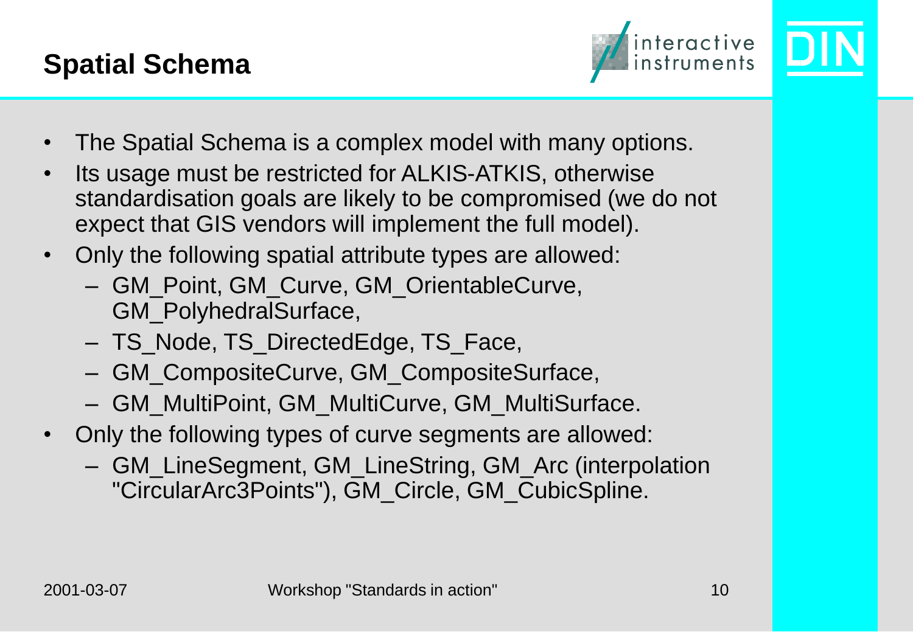# Spatial Schema

- The Spatial Schema is a complex model with many options.
- Its usage must be restricted for ALKIS-ATKIS, otherwise standardisation goals are likely to be compromised (we do not expect that GIS vendors will implement the full model).
- Only the following spatial attribute types are allowed:
  - GM_Point, GM_Curve, GM_OrientableCurve, GM_PolyhedralSurface,
  - TS_Node, TS_DirectedEdge, TS_Face,
  - GM_CompositeCurve, GM_CompositeSurface,
  - GM_MultiPoint, GM_MultiCurve, GM_MultiSurface.
- Only the following types of curve segments are allowed:
  - GM_LineSegment, GM_LineString, GM_Arc (interpolation "CircularArc3Points"), GM_Circle, GM_CubicSpline.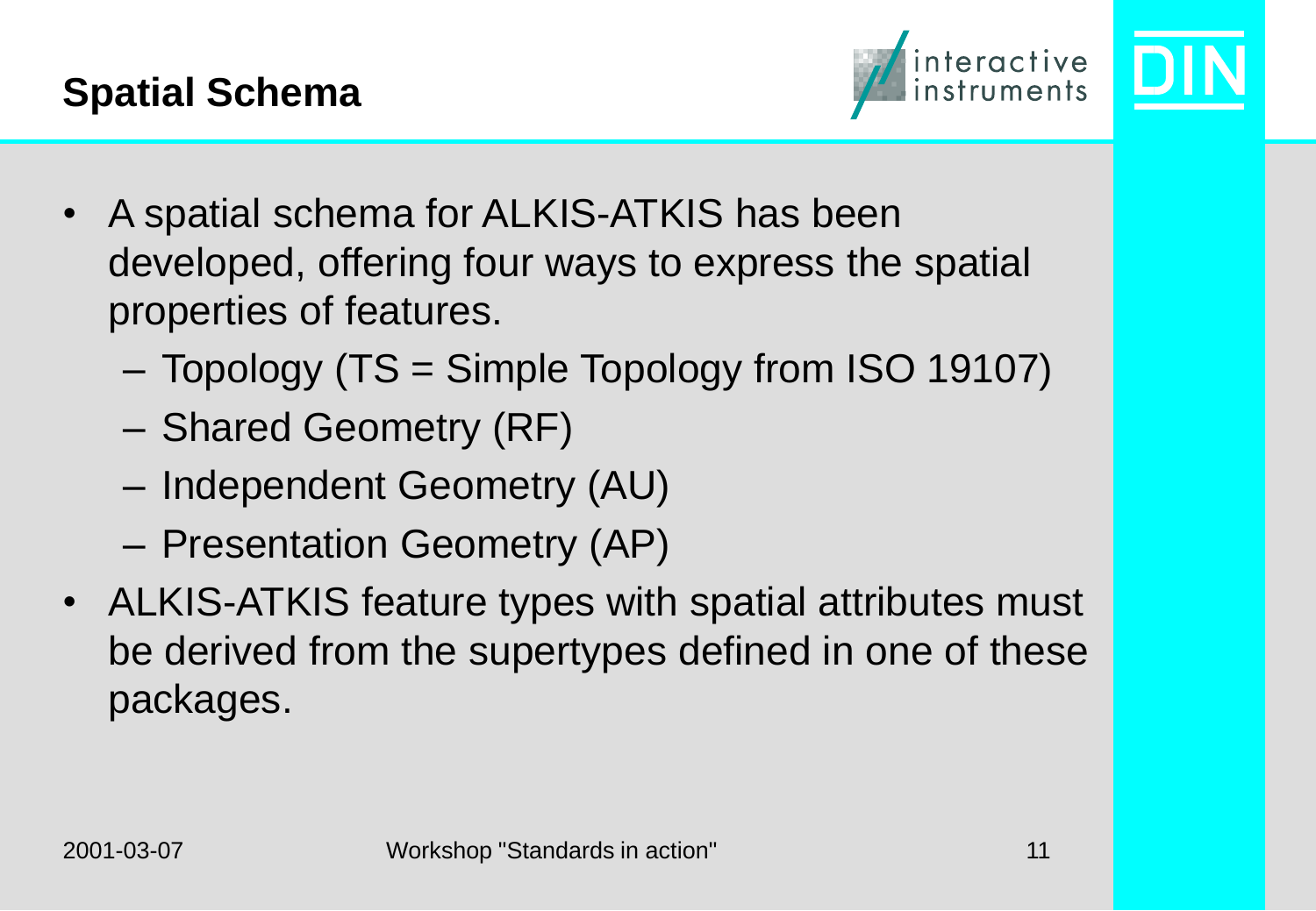# Spatial Schema

- A spatial schema for ALKIS-ATKIS has been developed, offering four ways to express the spatial properties of features.
  - Topology (TS = Simple Topology from ISO 19107)
  - Shared Geometry (RF)
  - Independent Geometry (AU)
  - Presentation Geometry (AP)
- ALKIS-ATKIS feature types with spatial attributes must be derived from the supertypes defined in one of these packages.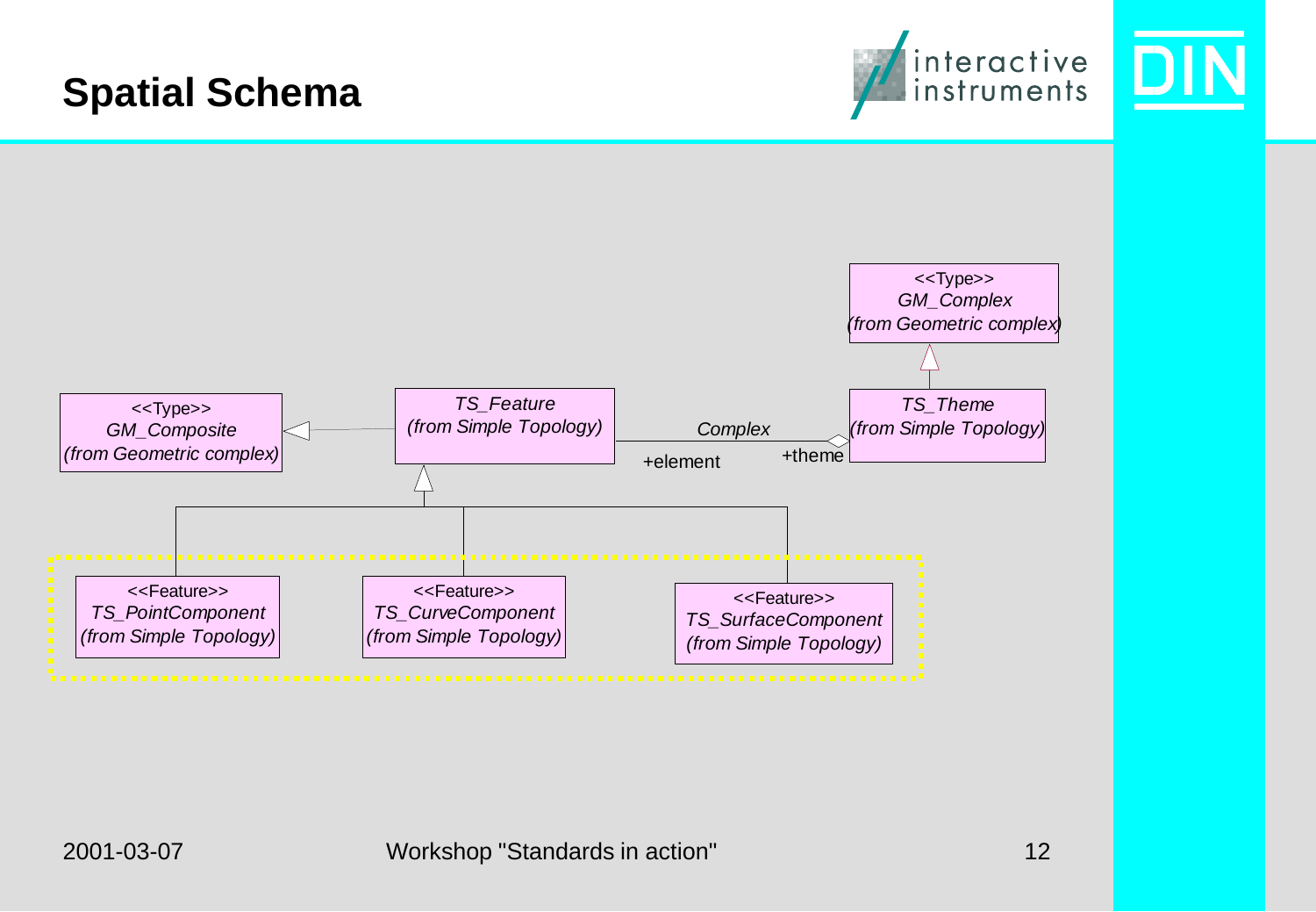# Spatial Schema

<<Type>>
*GM_Complex*
*(from Geometric complex)*

<<Type>>
*GM_Composite*
*(from Geometric complex)*

*TS_Feature*
*(from Simple Topology)*

*Complex*

+element

+theme

*TS_Theme*
*(from Simple Topology)*

<<Feature>>
*TS_PointComponent*
*(from Simple Topology)*

<<Feature>>
*TS_CurveComponent*
*(from Simple Topology)*

<<Feature>>
*TS_SurfaceComponent*
*(from Simple Topology)*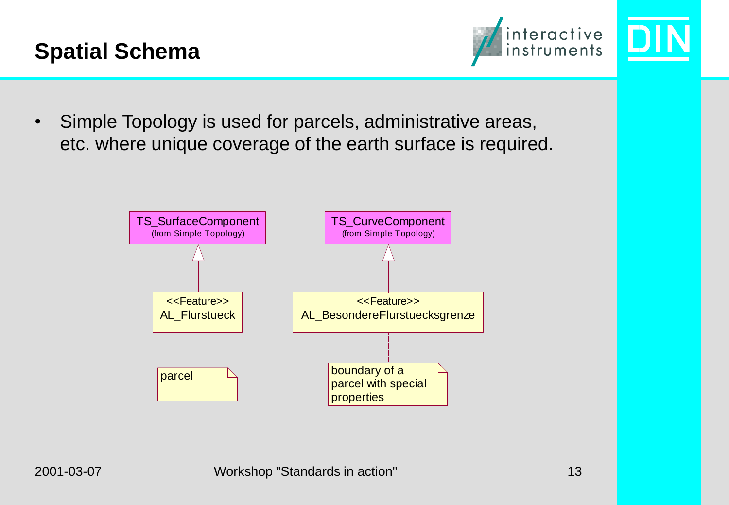## Spatial Schema

- Simple Topology is used for parcels, administrative areas, etc. where unique coverage of the earth surface is required.

TS_SurfaceComponent
(from Simple Topology)

<<Feature>>
AL_Flurstueck

parcel

TS_CurveComponent
(from Simple Topology)

<<Feature>>
AL_BesondereFlurstuecksgrenze

boundary of a parcel with special properties

2001-03-07 Workshop "Standards in action"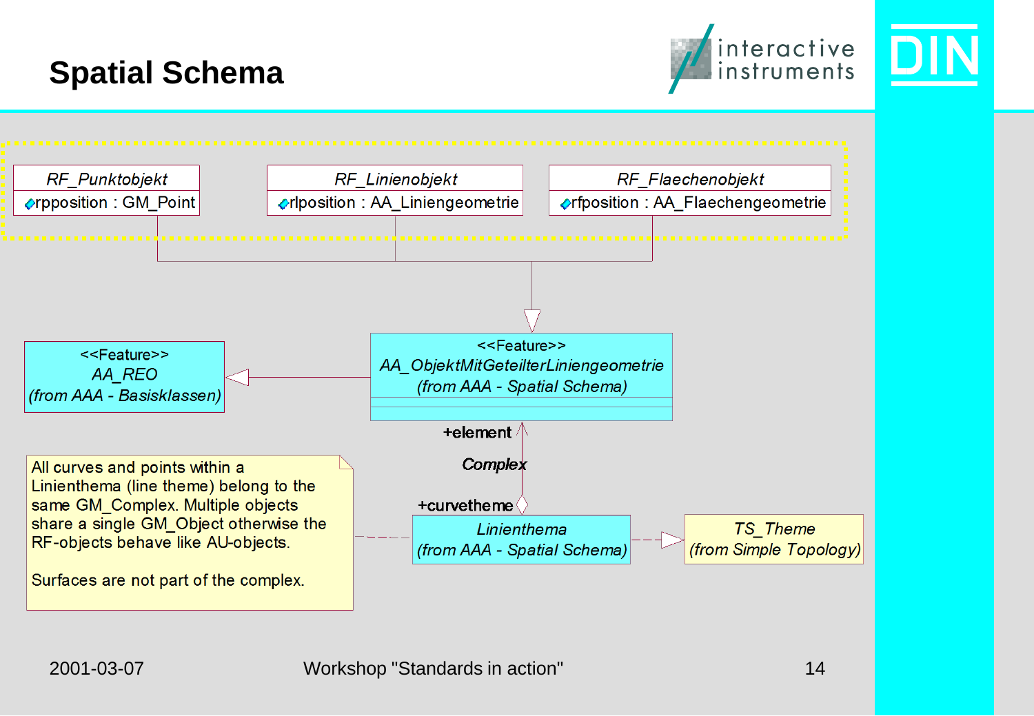# Spatial Schema

| RF_Punktobjekt |
| --- |
| rpposition : GM_Point |

| RF_Linienobjekt |
| --- |
| rlposition : AA_Liniengeometrie |

| RF_Flaechenobjekt |
| --- |
| rfposition : AA_Flaechengeometrie |

<<Feature>>
*AA_REO*
*(from AAA - Basisklassen)*

<<Feature>>
*AA_ObjektMitGeteilterLiniengeometrie*
*(from AAA - Spatial Schema)*

+element

*Complex*

+curvetheme

*Linienthema*
*(from AAA - Spatial Schema)*

*TS_Theme*
*(from Simple Topology)*

All curves and points within a Linienthema (line theme) belong to the same GM_Complex. Multiple objects share a single GM_Object otherwise the RF-objects behave like AU-objects.

Surfaces are not part of the complex.

2001-03-07 Workshop "Standards in action"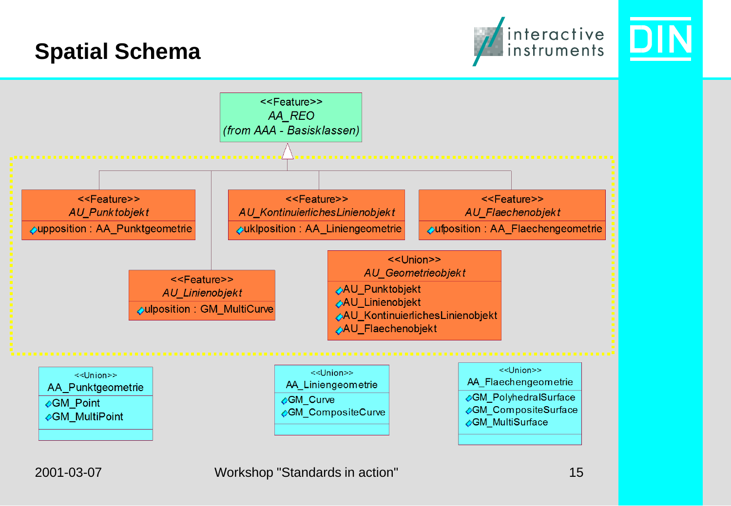# Spatial Schema

<<Feature>>
*AA_REO*
*(from AAA - Basisklassen)*

<<Feature>>
*AU_Punktobjekt*
- upposition : AA_Punktgeometrie

<<Feature>>
*AU_KontinuierlichesLinienobjekt*
- uklposition : AA_Liniengeometrie

<<Feature>>
*AU_Flaechenobjekt*
- ufposition : AA_Flaechengeometrie

<<Feature>>
*AU_Linienobjekt*
- ulposition : GM_MultiCurve

<<Union>>
*AU_Geometrieobjekt*
- AU_Punktobjekt
- AU_Linienobjekt
- AU_KontinuierlichesLinienobjekt
- AU_Flaechenobjekt

<<Union>>
AA_Punktgeometrie
- GM_Point
- GM_MultiPoint

<<Union>>
AA_Liniengeometrie
- GM_Curve
- GM_CompositeCurve

<<Union>>
AA_Flaechengeometrie
- GM_PolyhedralSurface
- GM_CompositeSurface
- GM_MultiSurface

2001-03-07 Workshop "Standards in action"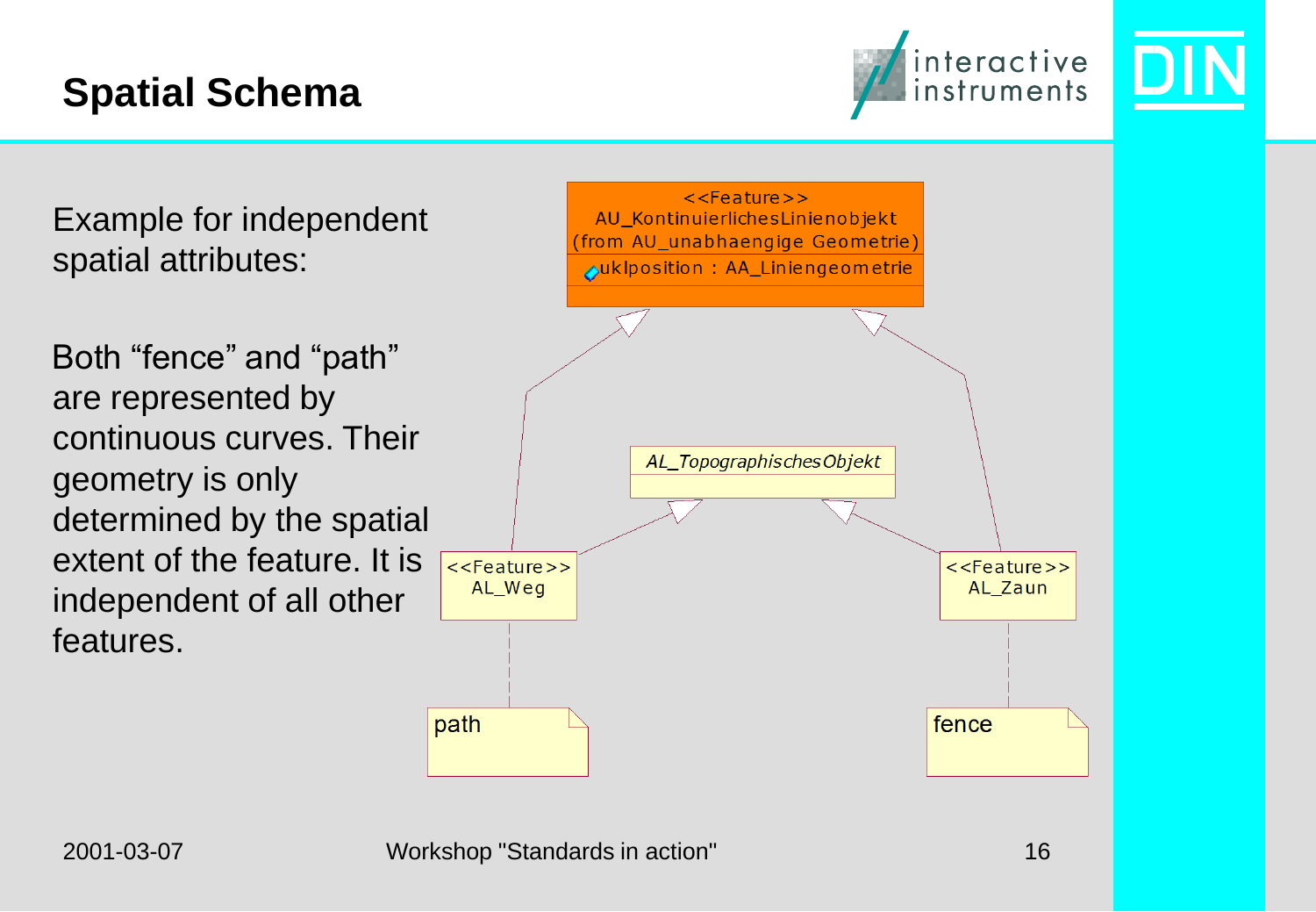# Spatial Schema

Example for independent spatial attributes:

Both “fence” and “path” are represented by continuous curves. Their geometry is only determined by the spatial extent of the feature. It is independent of all other features.

<<Feature>>
AU_KontinuierlichesLinienobjekt
(from AU_unabhaengige Geometrie)
uklposition : AA_Liniengeometrie

*AL_TopographischesObjekt*

<<Feature>>
AL_Weg

<<Feature>>
AL_Zaun

path

fence

2001-03-07 Workshop "Standards in action"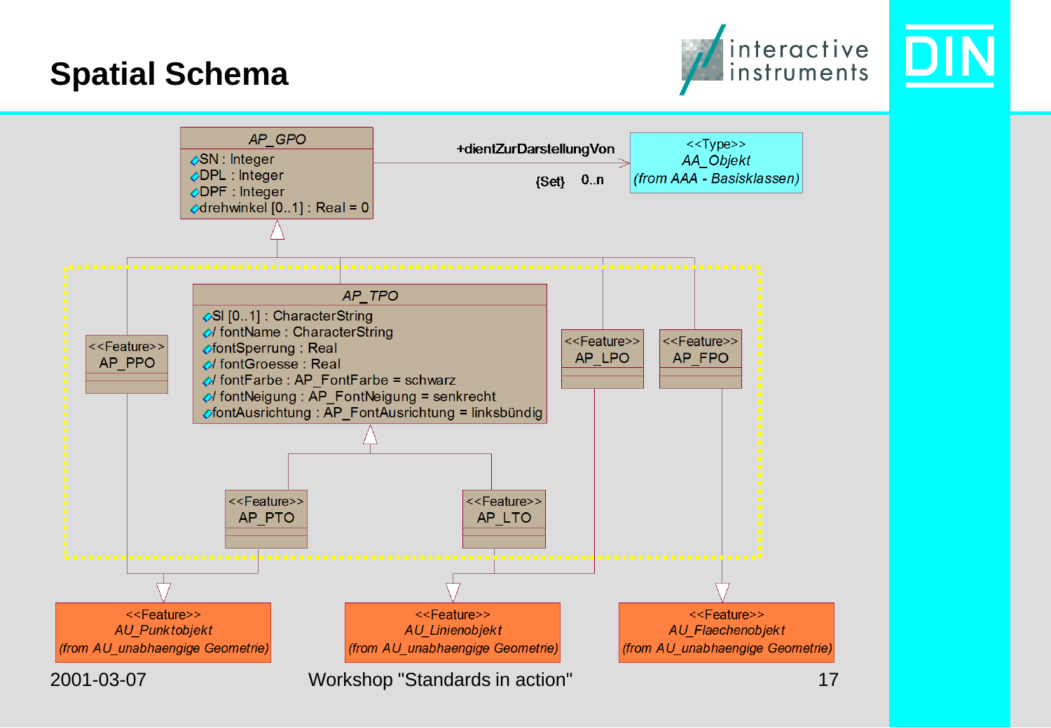# Spatial Schema

**AP_GPO**
- SN : Integer
- DPL : Integer
- DPF : Integer
- drehwinkel [0..1] : Real = 0

+dientZurDarstellungVon {Set} 0..n → <<Type>> *AA_Objekt* *(from AAA - Basisklassen)*

**AP_TPO**
- SI [0..1] : CharacterString
- / fontName : CharacterString
- fontSperrung : Real
- / fontGroesse : Real
- / fontFarbe : AP_FontFarbe = schwarz
- / fontNeigung : AP_FontNeigung = senkrecht
- fontAusrichtung : AP_FontAusrichtung = linksbündig

<<Feature>> AP_PPO

<<Feature>> AP_LPO

<<Feature>> AP_FPO

<<Feature>> AP_PTO

<<Feature>> AP_LTO

<<Feature>> *AU_Punktobjekt* *(from AU_unabhaengige Geometrie)*

<<Feature>> *AU_Linienobjekt* *(from AU_unabhaengige Geometrie)*

<<Feature>> *AU_Flaechenobjekt* *(from AU_unabhaengige Geometrie)*

2001-03-07 Workshop "Standards in action"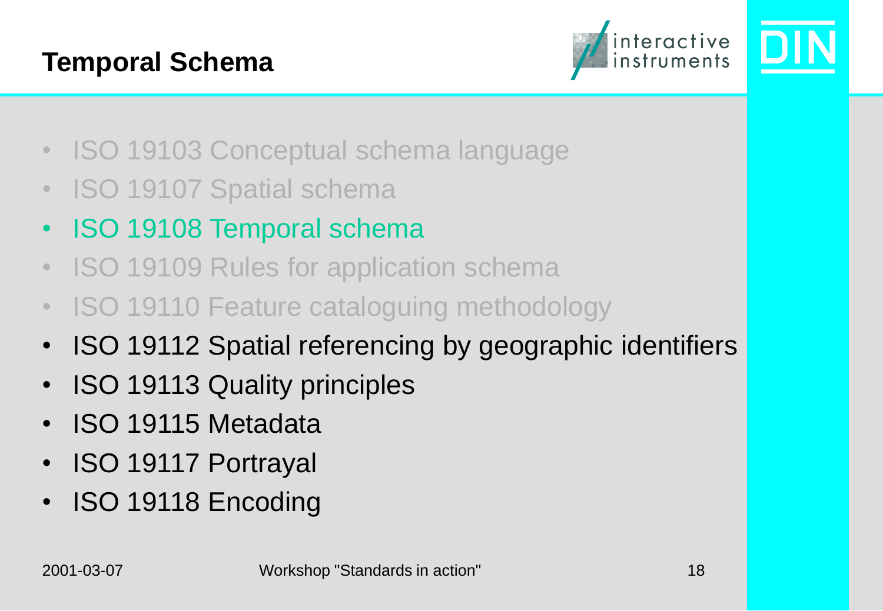# Temporal Schema

- ISO 19103 Conceptual schema language
- ISO 19107 Spatial schema
- ISO 19108 Temporal schema
- ISO 19109 Rules for application schema
- ISO 19110 Feature cataloguing methodology
- ISO 19112 Spatial referencing by geographic identifiers
- ISO 19113 Quality principles
- ISO 19115 Metadata
- ISO 19117 Portrayal
- ISO 19118 Encoding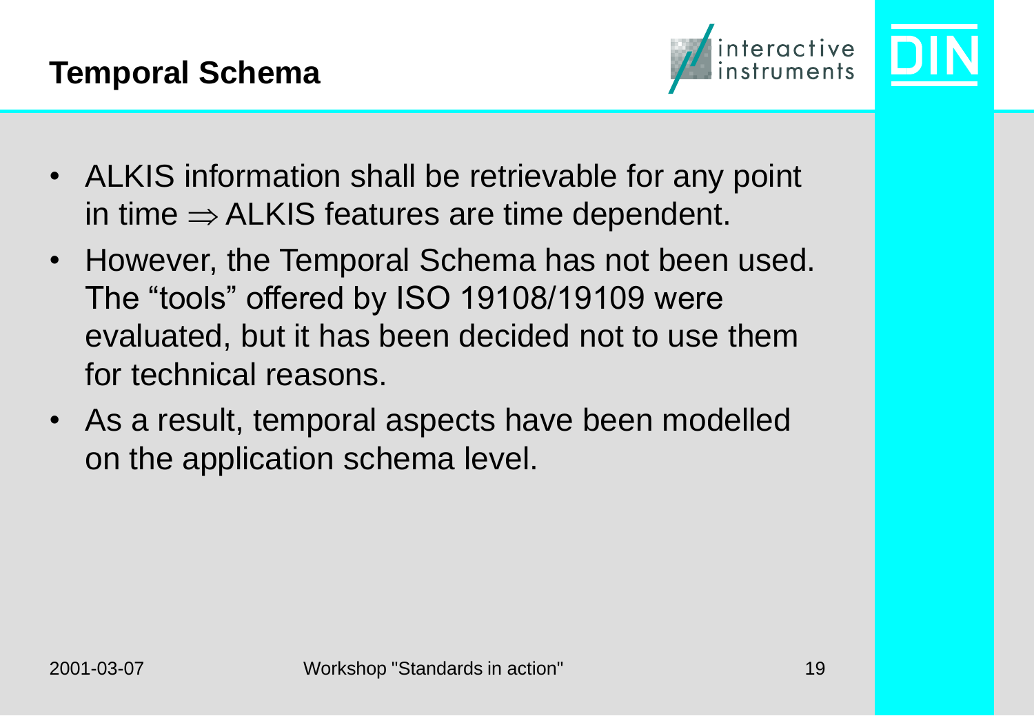# Temporal Schema

- ALKIS information shall be retrievable for any point in time $\Rightarrow$ ALKIS features are time dependent.
- However, the Temporal Schema has not been used. The “tools” offered by ISO 19108/19109 were evaluated, but it has been decided not to use them for technical reasons.
- As a result, temporal aspects have been modelled on the application schema level.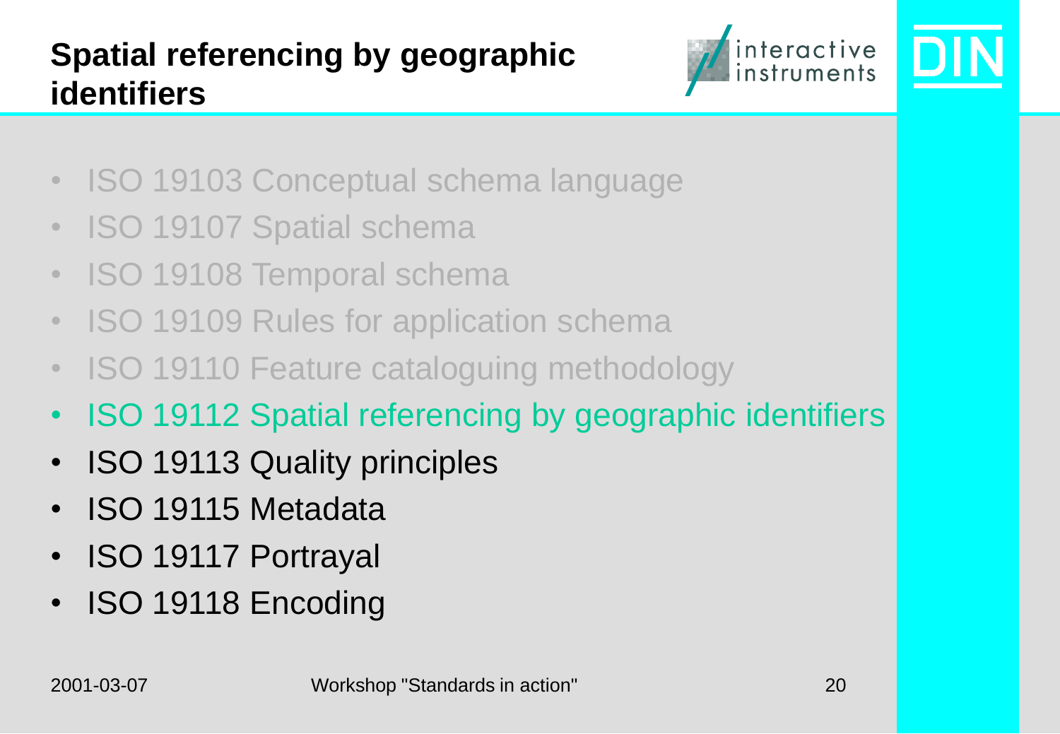## Spatial referencing by geographic identifiers

- ISO 19103 Conceptual schema language
- ISO 19107 Spatial schema
- ISO 19108 Temporal schema
- ISO 19109 Rules for application schema
- ISO 19110 Feature cataloguing methodology
- ISO 19112 Spatial referencing by geographic identifiers
- ISO 19113 Quality principles
- ISO 19115 Metadata
- ISO 19117 Portrayal
- ISO 19118 Encoding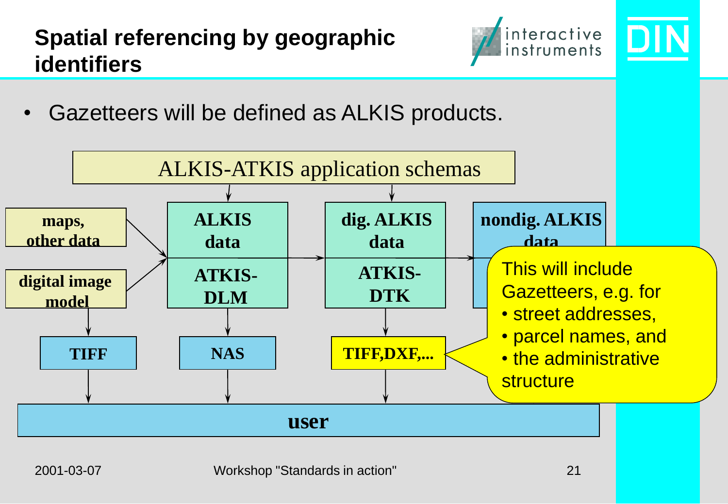# Spatial referencing by geographic identifiers

- Gazetteers will be defined as ALKIS products.

ALKIS-ATKIS application schemas

maps, other data

digital image model

ALKIS data

ATKIS-DLM

dig. ALKIS data

ATKIS-DTK

nondig. ALKIS data

TIFF

NAS

TIFF,DXF,...

user

This will include Gazetteers, e.g. for
- street addresses,
- parcel names, and
- the administrative structure

2001-03-07 Workshop "Standards in action"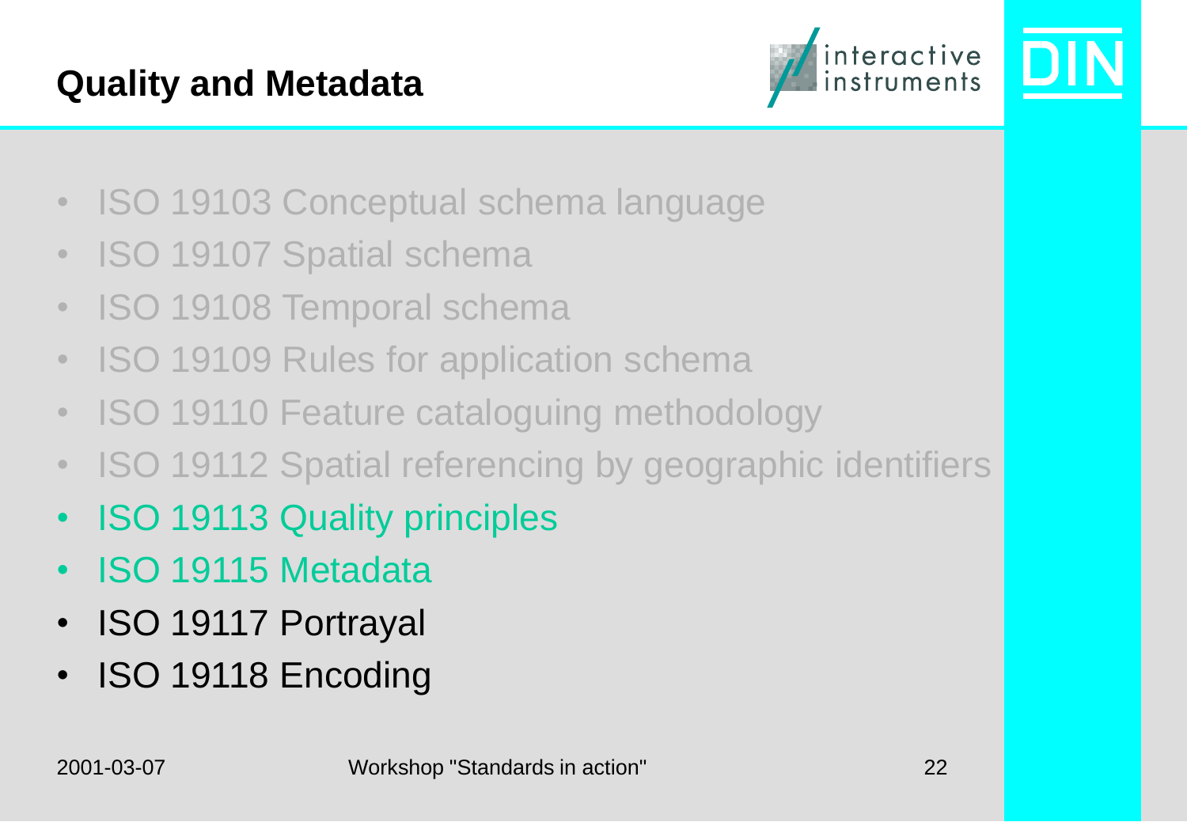# Quality and Metadata

- ISO 19103 Conceptual schema language
- ISO 19107 Spatial schema
- ISO 19108 Temporal schema
- ISO 19109 Rules for application schema
- ISO 19110 Feature cataloguing methodology
- ISO 19112 Spatial referencing by geographic identifiers
- ISO 19113 Quality principles
- ISO 19115 Metadata
- ISO 19117 Portrayal
- ISO 19118 Encoding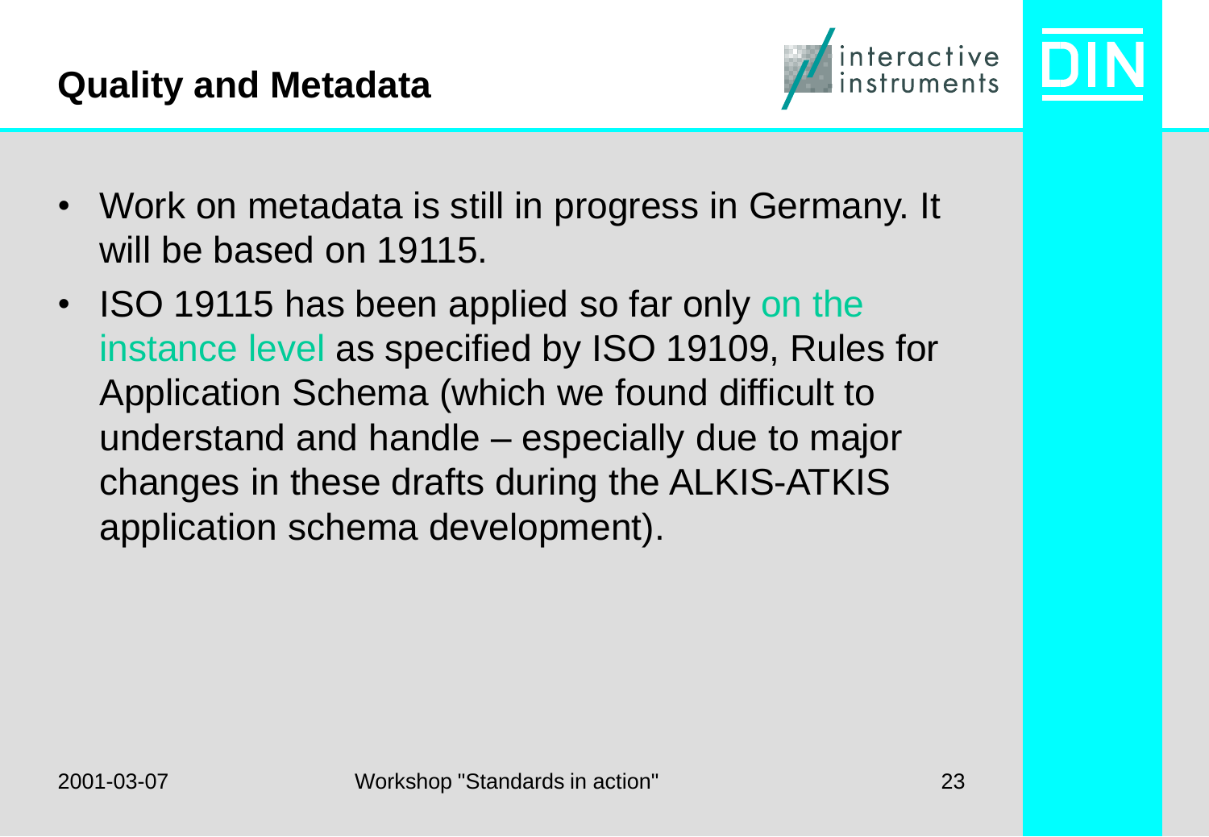# Quality and Metadata

- Work on metadata is still in progress in Germany. It will be based on 19115.
- ISO 19115 has been applied so far only on the instance level as specified by ISO 19109, Rules for Application Schema (which we found difficult to understand and handle – especially due to major changes in these drafts during the ALKIS-ATKIS application schema development).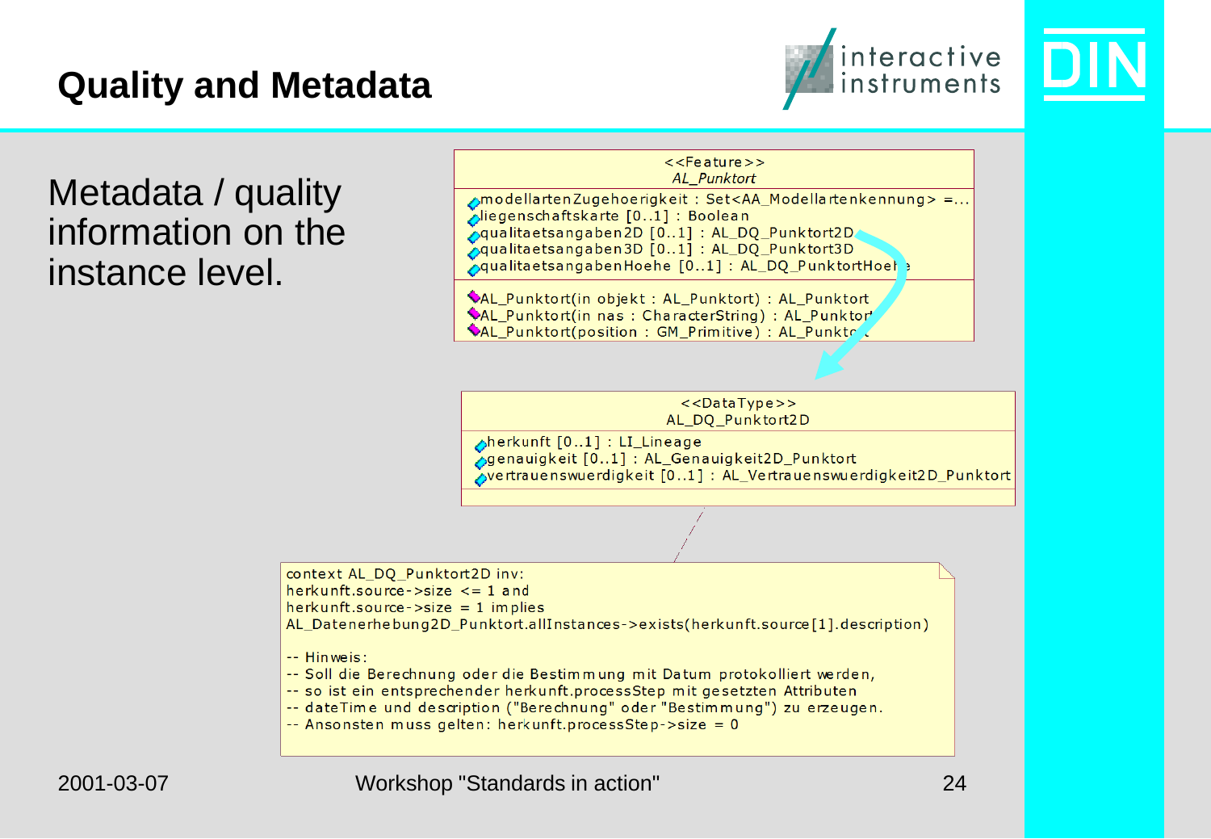# Quality and Metadata

Metadata / quality information on the instance level.

```
<<Feature>>
AL_Punktort

modellartenZugehoerigkeit : Set<AA_Modellartenkennung> =...
liegenschaftskarte [0..1] : Boolean
qualitaetsangaben2D [0..1] : AL_DQ_Punktort2D
qualitaetsangaben3D [0..1] : AL_DQ_Punktort3D
qualitaetsangabenHoehe [0..1] : AL_DQ_PunktortHoehe

AL_Punktort(in objekt : AL_Punktort) : AL_Punktort
AL_Punktort(in nas : CharacterString) : AL_Punktort
AL_Punktort(position : GM_Primitive) : AL_Punktort
```

```
<<DataType>>
AL_DQ_Punktort2D

herkunft [0..1] : LI_Lineage
genauigkeit [0..1] : AL_Genauigkeit2D_Punktort
vertrauenswuerdigkeit [0..1] : AL_Vertrauenswuerdigkeit2D_Punktort
```

```
context AL_DQ_Punktort2D inv:
herkunft.source->size <= 1 and
herkunft.source->size = 1 implies
AL_Datenerhebung2D_Punktort.allInstances->exists(herkunft.source[1].description)

-- Hinweis:
-- Soll die Berechnung oder die Bestimmung mit Datum protokolliert werden,
-- so ist ein entsprechender herkunft.processStep mit gesetzten Attributen
-- dateTime und description ("Berechnung" oder "Bestimmung") zu erzeugen.
-- Ansonsten muss gelten: herkunft.processStep->size = 0
```

2001-03-07 Workshop "Standards in action"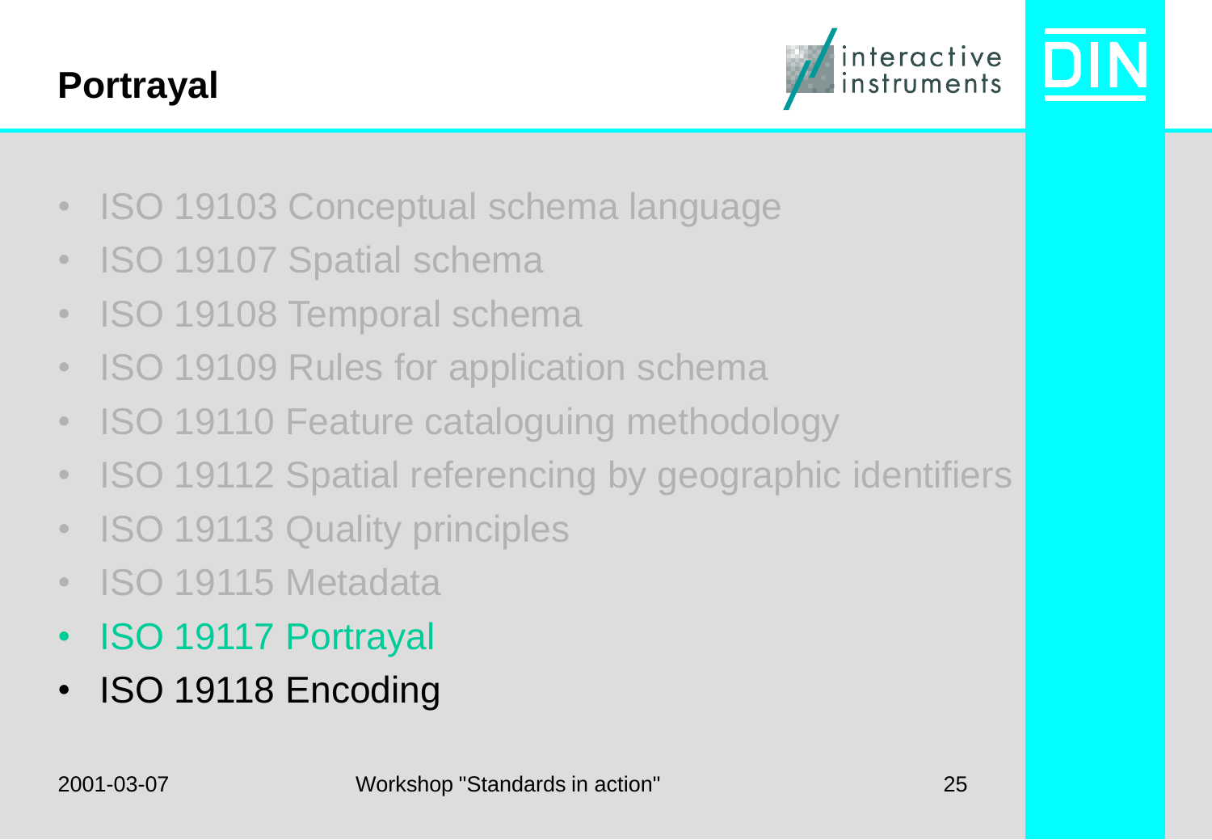# Portrayal

- ISO 19103 Conceptual schema language
- ISO 19107 Spatial schema
- ISO 19108 Temporal schema
- ISO 19109 Rules for application schema
- ISO 19110 Feature cataloguing methodology
- ISO 19112 Spatial referencing by geographic identifiers
- ISO 19113 Quality principles
- ISO 19115 Metadata
- ISO 19117 Portrayal
- ISO 19118 Encoding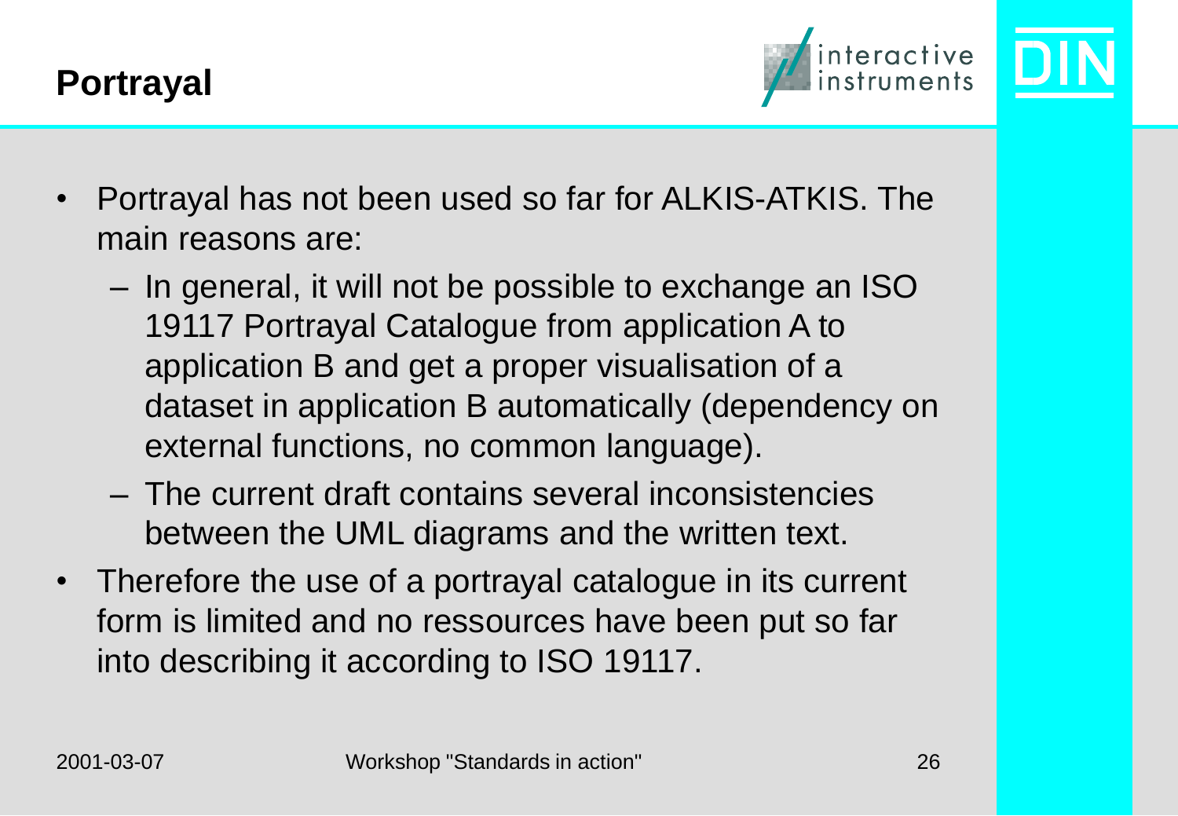# Portrayal

- Portrayal has not been used so far for ALKIS-ATKIS. The main reasons are:
  - In general, it will not be possible to exchange an ISO 19117 Portrayal Catalogue from application A to application B and get a proper visualisation of a dataset in application B automatically (dependency on external functions, no common language).
  - The current draft contains several inconsistencies between the UML diagrams and the written text.
- Therefore the use of a portrayal catalogue in its current form is limited and no ressources have been put so far into describing it according to ISO 19117.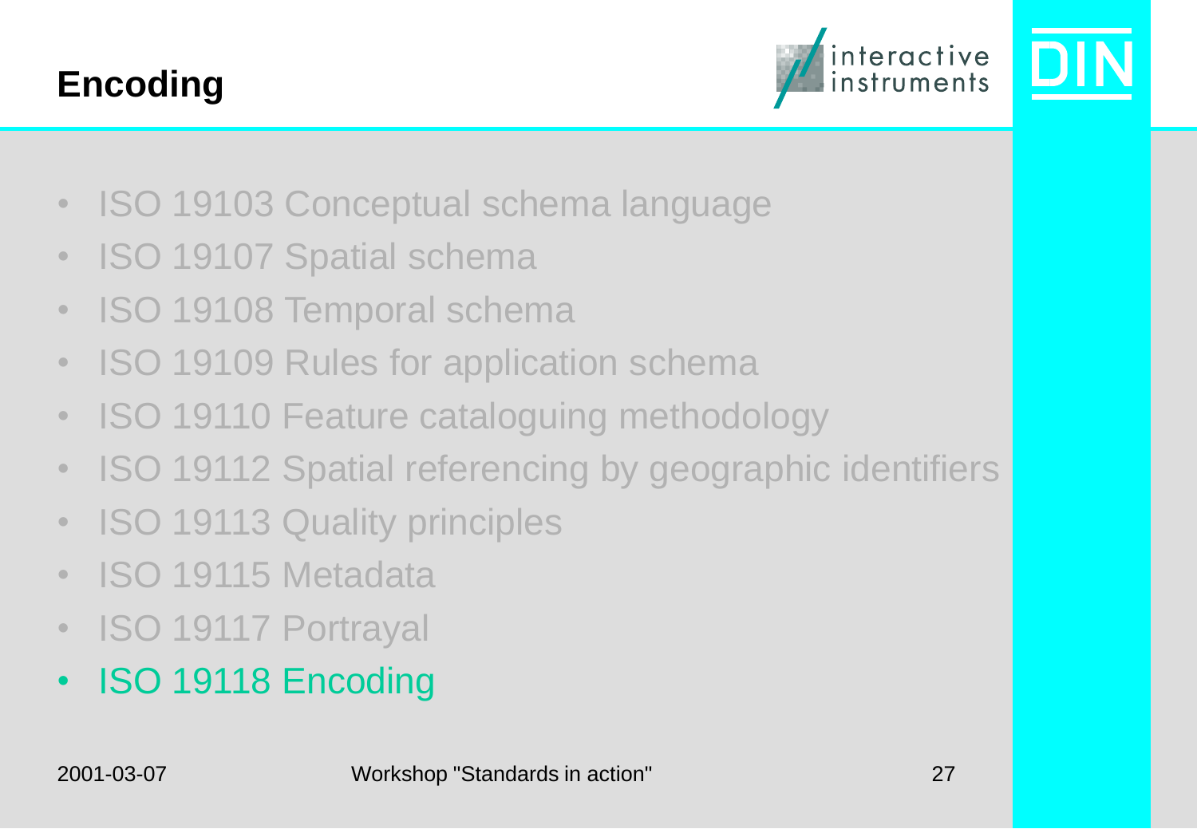# Encoding

- ISO 19103 Conceptual schema language
- ISO 19107 Spatial schema
- ISO 19108 Temporal schema
- ISO 19109 Rules for application schema
- ISO 19110 Feature cataloguing methodology
- ISO 19112 Spatial referencing by geographic identifiers
- ISO 19113 Quality principles
- ISO 19115 Metadata
- ISO 19117 Portrayal
- ISO 19118 Encoding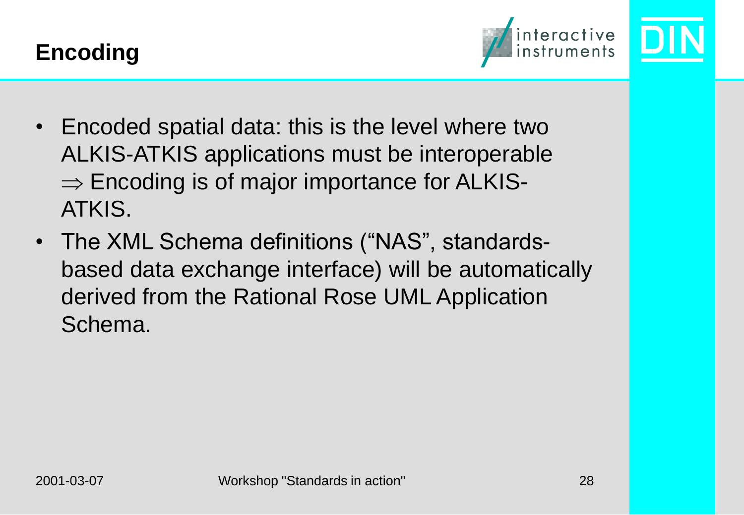# Encoding

- Encoded spatial data: this is the level where two ALKIS-ATKIS applications must be interoperable $\Rightarrow$ Encoding is of major importance for ALKIS-ATKIS.
- The XML Schema definitions ("NAS", standards-based data exchange interface) will be automatically derived from the Rational Rose UML Application Schema.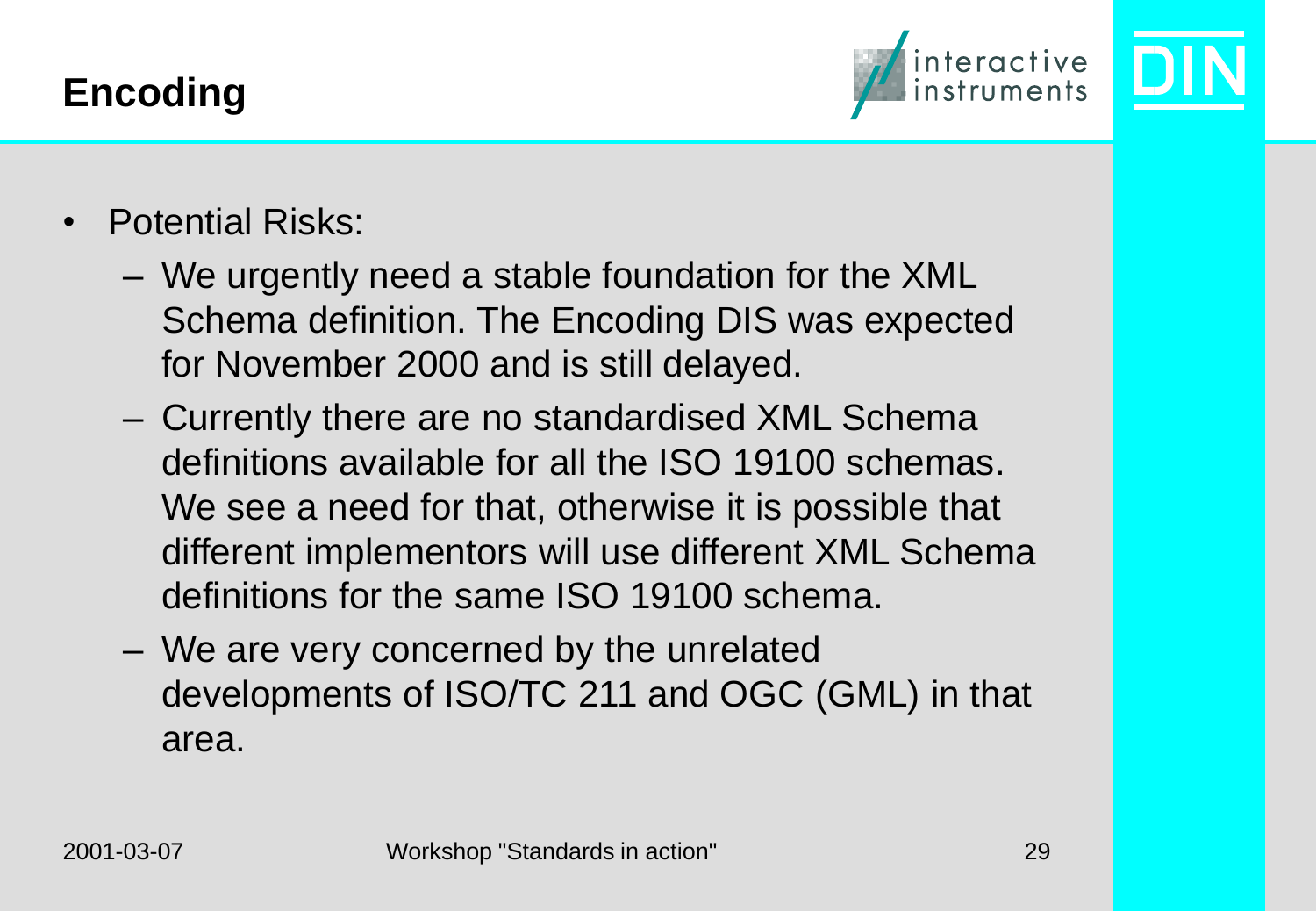# Encoding

- Potential Risks:
  - We urgently need a stable foundation for the XML Schema definition. The Encoding DIS was expected for November 2000 and is still delayed.
  - Currently there are no standardised XML Schema definitions available for all the ISO 19100 schemas. We see a need for that, otherwise it is possible that different implementors will use different XML Schema definitions for the same ISO 19100 schema.
  - We are very concerned by the unrelated developments of ISO/TC 211 and OGC (GML) in that area.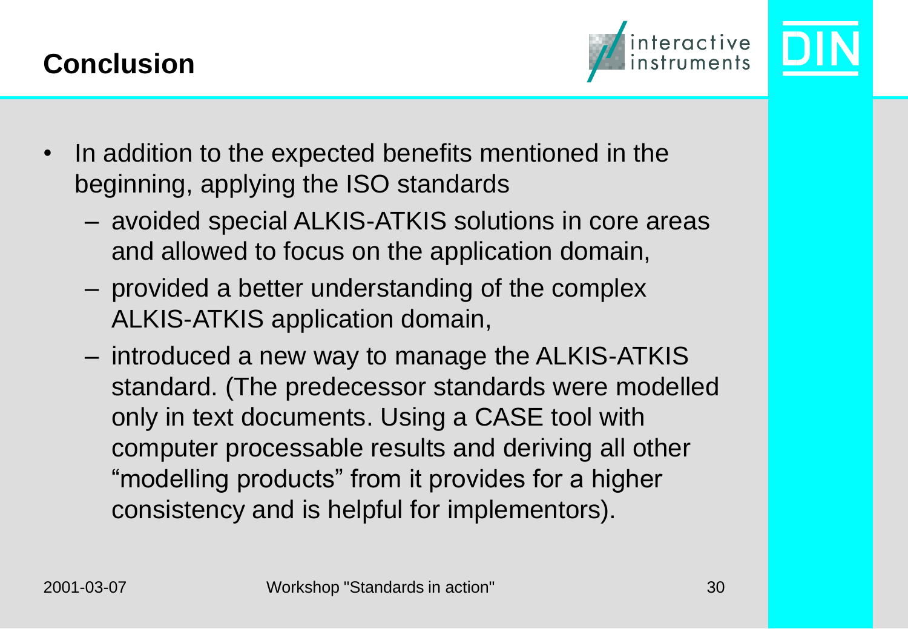# Conclusion

- In addition to the expected benefits mentioned in the beginning, applying the ISO standards
  - avoided special ALKIS-ATKIS solutions in core areas and allowed to focus on the application domain,
  - provided a better understanding of the complex ALKIS-ATKIS application domain,
  - introduced a new way to manage the ALKIS-ATKIS standard. (The predecessor standards were modelled only in text documents. Using a CASE tool with computer processable results and deriving all other “modelling products” from it provides for a higher consistency and is helpful for implementors).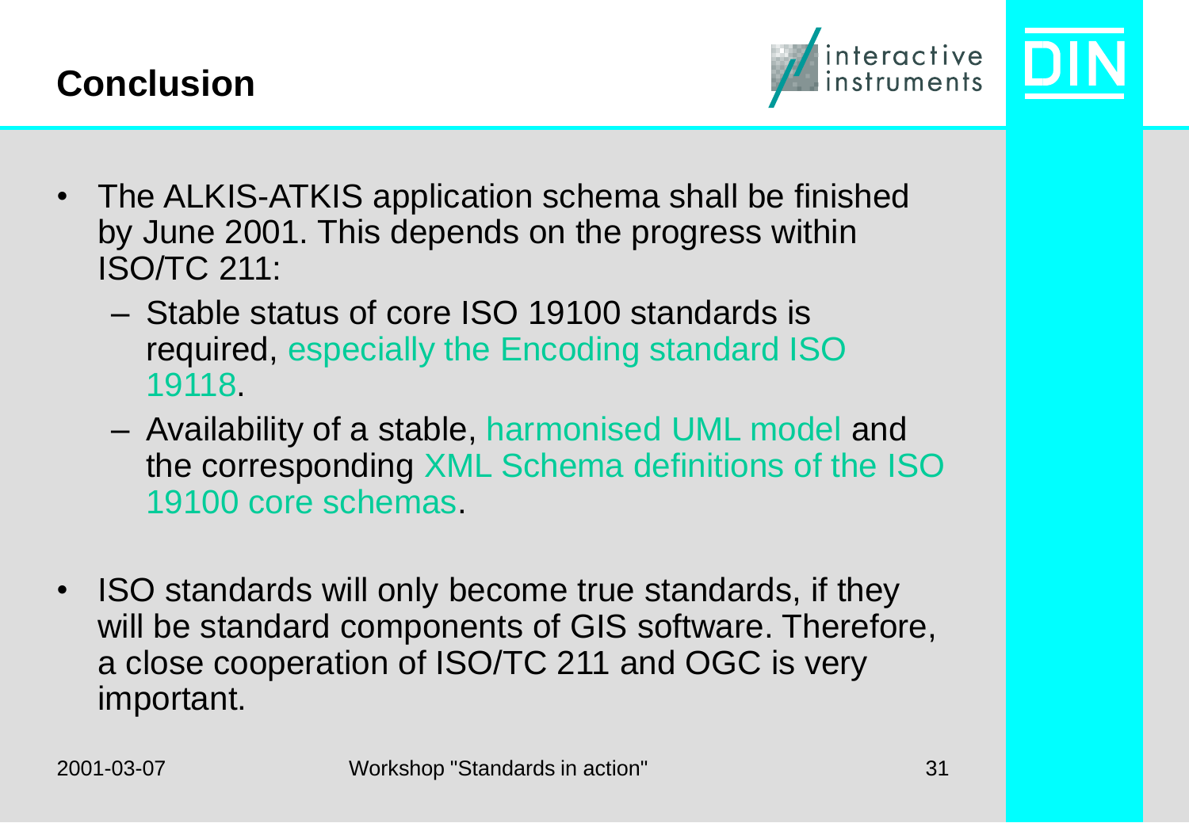# Conclusion

- The ALKIS-ATKIS application schema shall be finished by June 2001. This depends on the progress within ISO/TC 211:
  - Stable status of core ISO 19100 standards is required, especially the Encoding standard ISO 19118.
  - Availability of a stable, harmonised UML model and the corresponding XML Schema definitions of the ISO 19100 core schemas.
- ISO standards will only become true standards, if they will be standard components of GIS software. Therefore, a close cooperation of ISO/TC 211 and OGC is very important.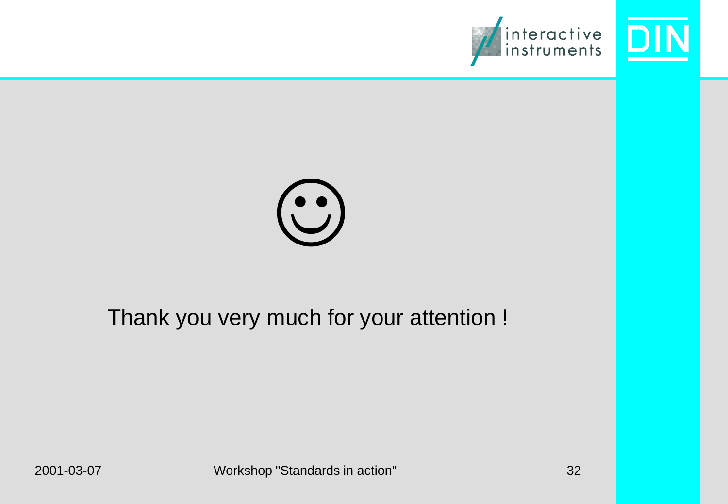☺

Thank you very much for your attention !